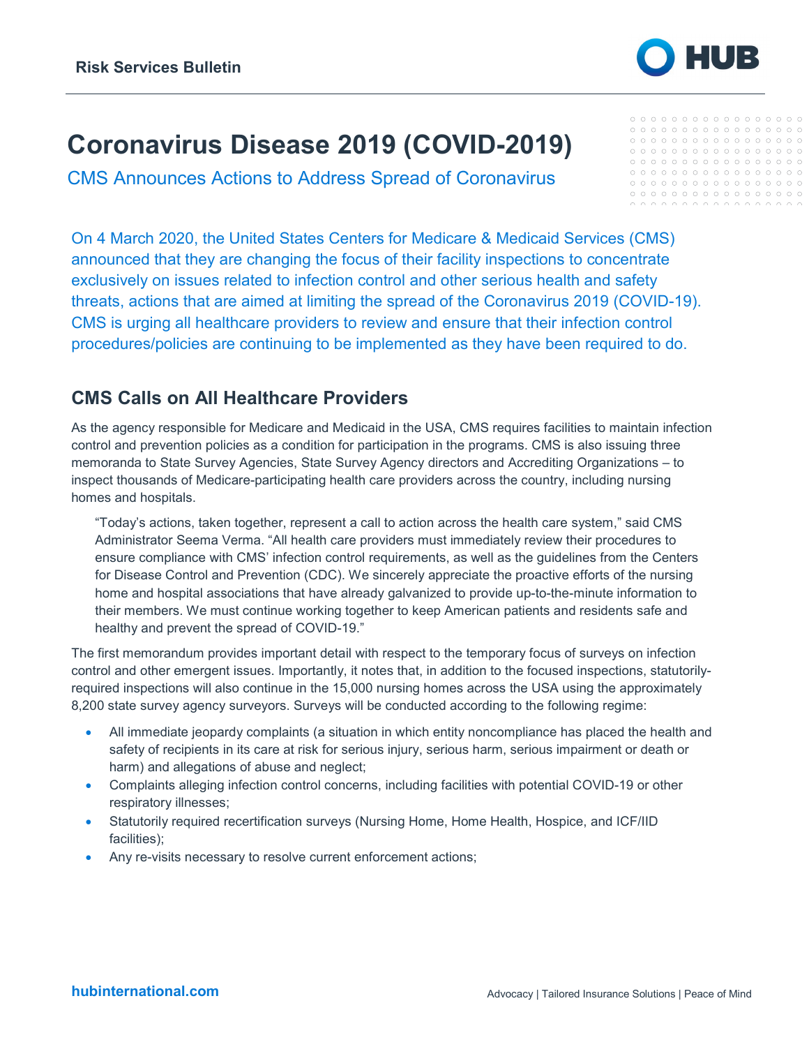Risk Services Bulletin

# Coronavirus Disease 2019 (COVID-2019)

## CMS Announces Actions to Address Spread of Coronavirus

On 4 March 2020, the United States Centers for Medicare & Medicaid Services (CMS) announced that they are changing the focus of their facility inspections to concentrate exclusively on issues related to infection control and other serious health and safety threats, actions that are aimed at limiting the spread of the Coronavirus 2019 (COVID-19). CMS is urging all healthcare providers to review and ensure that their infection control procedures/policies are continuing to be implemented as they have been required to do.

## CMS Calls on All Healthcare Providers

As the agency responsible for Medicare and Medicaid in the USA, CMS requires facilities to maintain infection control and prevention policies as a condition for participation in the programs. CMS is also issuing three memoranda to State Survey Agencies, State Survey Agency directors and Accrediting Organizations – to inspect thousands of Medicare-participating health care providers across the country, including nursing homes and hospitals.

> "Today's actions, taken together, represent a call to action across the health care system," said CMS Administrator Seema Verma. "All health care providers must immediately review their procedures to ensure compliance with CMS' infection control requirements, as well as the guidelines from the Centers for Disease Control and Prevention (CDC). We sincerely appreciate the proactive efforts of the nursing home and hospital associations that have already galvanized to provide up-to-the-minute information to their members. We must continue working together to keep American patients and residents safe and healthy and prevent the spread of COVID-19."

The first memorandum provides important detail with respect to the temporary focus of surveys on infection control and other emergent issues. Importantly, it notes that, in addition to the focused inspections, statutorily-required inspections will also continue in the 15,000 nursing homes across the USA using the approximately 8,200 state survey agency surveyors. Surveys will be conducted according to the following regime:

- All immediate jeopardy complaints (a situation in which entity noncompliance has placed the health and safety of recipients in its care at risk for serious injury, serious harm, serious impairment or death or harm) and allegations of abuse and neglect;
- Complaints alleging infection control concerns, including facilities with potential COVID-19 or other respiratory illnesses;
- Statutorily required recertification surveys (Nursing Home, Home Health, Hospice, and ICF/IID facilities);
- Any re-visits necessary to resolve current enforcement actions;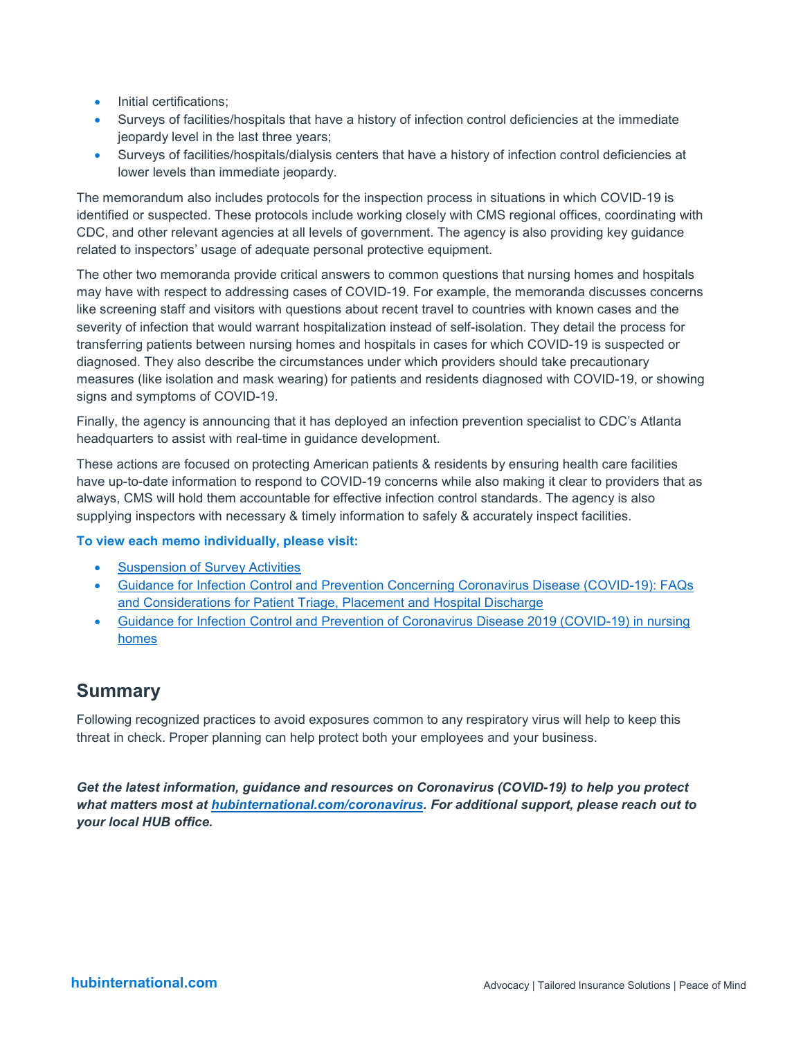- Initial certifications;
- Surveys of facilities/hospitals that have a history of infection control deficiencies at the immediate jeopardy level in the last three years;
- Surveys of facilities/hospitals/dialysis centers that have a history of infection control deficiencies at lower levels than immediate jeopardy.

The memorandum also includes protocols for the inspection process in situations in which COVID-19 is identified or suspected. These protocols include working closely with CMS regional offices, coordinating with CDC, and other relevant agencies at all levels of government. The agency is also providing key guidance related to inspectors' usage of adequate personal protective equipment.

The other two memoranda provide critical answers to common questions that nursing homes and hospitals may have with respect to addressing cases of COVID-19. For example, the memoranda discusses concerns like screening staff and visitors with questions about recent travel to countries with known cases and the severity of infection that would warrant hospitalization instead of self-isolation. They detail the process for transferring patients between nursing homes and hospitals in cases for which COVID-19 is suspected or diagnosed. They also describe the circumstances under which providers should take precautionary measures (like isolation and mask wearing) for patients and residents diagnosed with COVID-19, or showing signs and symptoms of COVID-19.

Finally, the agency is announcing that it has deployed an infection prevention specialist to CDC's Atlanta headquarters to assist with real-time in guidance development.

These actions are focused on protecting American patients & residents by ensuring health care facilities have up-to-date information to respond to COVID-19 concerns while also making it clear to providers that as always, CMS will hold them accountable for effective infection control standards. The agency is also supplying inspectors with necessary & timely information to safely & accurately inspect facilities.

**To view each memo individually, please visit:**

- Suspension of Survey Activities
- Guidance for Infection Control and Prevention Concerning Coronavirus Disease (COVID-19): FAQs and Considerations for Patient Triage, Placement and Hospital Discharge
- Guidance for Infection Control and Prevention of Coronavirus Disease 2019 (COVID-19) in nursing homes

## Summary

Following recognized practices to avoid exposures common to any respiratory virus will help to keep this threat in check. Proper planning can help protect both your employees and your business.

***Get the latest information, guidance and resources on Coronavirus (COVID-19) to help you protect what matters most at hubinternational.com/coronavirus. For additional support, please reach out to your local HUB office.***